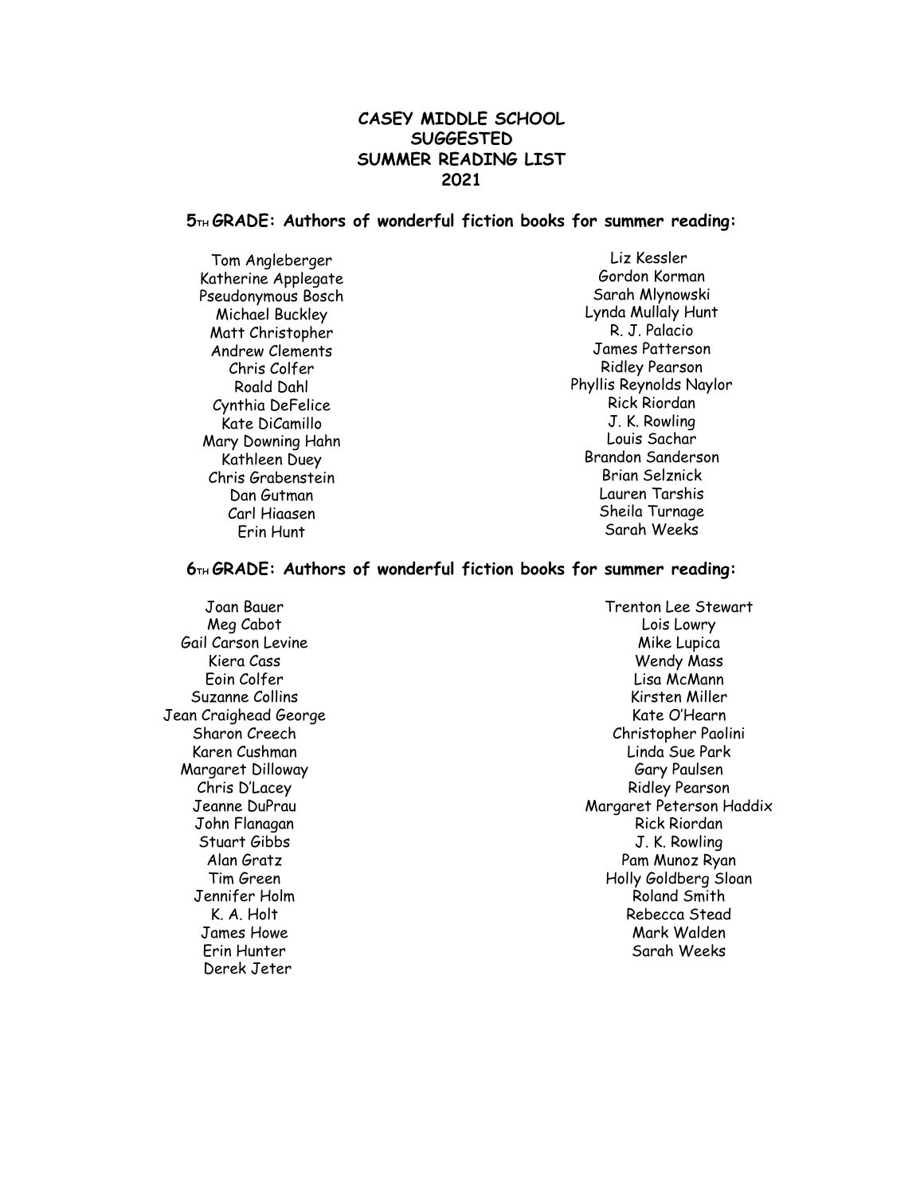# CASEY MIDDLE SCHOOL
# SUGGESTED
# SUMMER READING LIST
# 2021

## 5TH GRADE: Authors of wonderful fiction books for summer reading:

Tom Angleberger
Katherine Applegate
Pseudonymous Bosch
Michael Buckley
Matt Christopher
Andrew Clements
Chris Colfer
Roald Dahl
Cynthia DeFelice
Kate DiCamillo
Mary Downing Hahn
Kathleen Duey
Chris Grabenstein
Dan Gutman
Carl Hiaasen
Erin Hunt
Liz Kessler
Gordon Korman
Sarah Mlynowski
Lynda Mullaly Hunt
R. J. Palacio
James Patterson
Ridley Pearson
Phyllis Reynolds Naylor
Rick Riordan
J. K. Rowling
Louis Sachar
Brandon Sanderson
Brian Selznick
Lauren Tarshis
Sheila Turnage
Sarah Weeks

## 6TH GRADE: Authors of wonderful fiction books for summer reading:

Joan Bauer
Meg Cabot
Gail Carson Levine
Kiera Cass
Eoin Colfer
Suzanne Collins
Jean Craighead George
Sharon Creech
Karen Cushman
Margaret Dilloway
Chris D'Lacey
Jeanne DuPrau
John Flanagan
Stuart Gibbs
Alan Gratz
Tim Green
Jennifer Holm
K. A. Holt
James Howe
Erin Hunter
Derek Jeter
Trenton Lee Stewart
Lois Lowry
Mike Lupica
Wendy Mass
Lisa McMann
Kirsten Miller
Kate O'Hearn
Christopher Paolini
Linda Sue Park
Gary Paulsen
Ridley Pearson
Margaret Peterson Haddix
Rick Riordan
J. K. Rowling
Pam Munoz Ryan
Holly Goldberg Sloan
Roland Smith
Rebecca Stead
Mark Walden
Sarah Weeks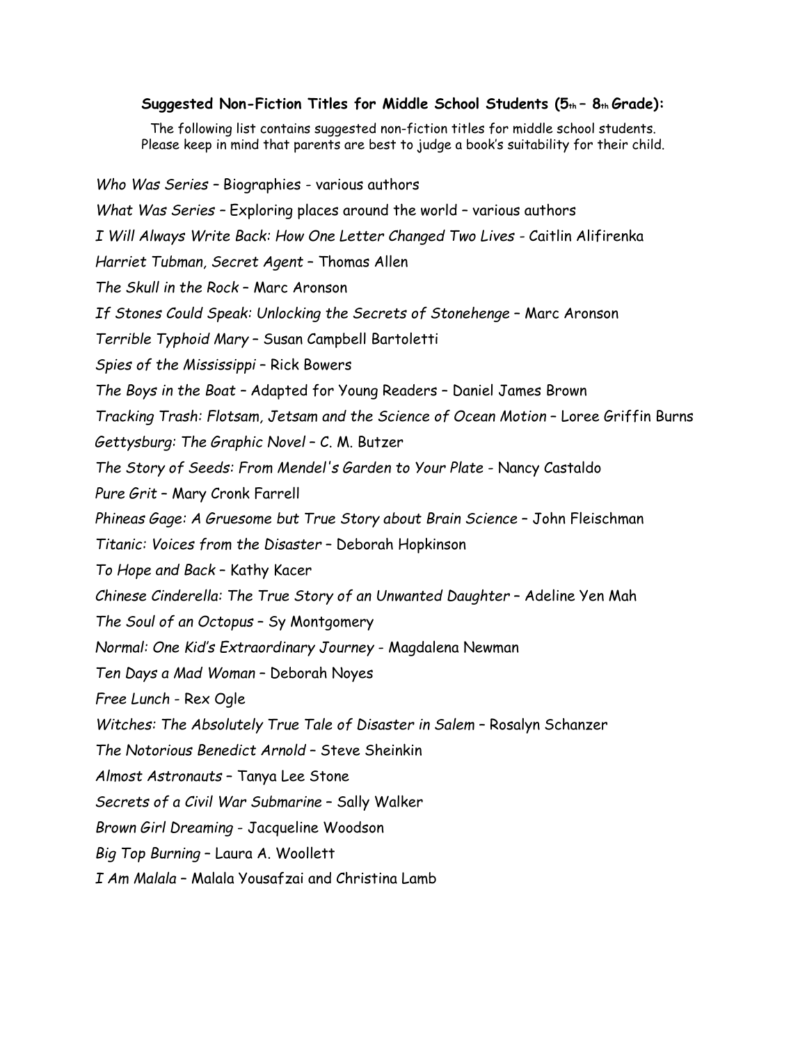**Suggested Non-Fiction Titles for Middle School Students (5th – 8th Grade):**

The following list contains suggested non-fiction titles for middle school students.
Please keep in mind that parents are best to judge a book's suitability for their child.

*Who Was Series* – Biographies - various authors

*What Was Series* – Exploring places around the world – various authors

*I Will Always Write Back: How One Letter Changed Two Lives* - Caitlin Alifirenka

*Harriet Tubman, Secret Agent* – Thomas Allen

*The Skull in the Rock* – Marc Aronson

*If Stones Could Speak: Unlocking the Secrets of Stonehenge* – Marc Aronson

*Terrible Typhoid Mary* – Susan Campbell Bartoletti

*Spies of the Mississippi* – Rick Bowers

*The Boys in the Boat* – Adapted for Young Readers – Daniel James Brown

*Tracking Trash: Flotsam, Jetsam and the Science of Ocean Motion* – Loree Griffin Burns

*Gettysburg: The Graphic Novel* – C. M. Butzer

*The Story of Seeds: From Mendel's Garden to Your Plate* - Nancy Castaldo

*Pure Grit* – Mary Cronk Farrell

*Phineas Gage: A Gruesome but True Story about Brain Science* – John Fleischman

*Titanic: Voices from the Disaster* – Deborah Hopkinson

*To Hope and Back* – Kathy Kacer

*Chinese Cinderella: The True Story of an Unwanted Daughter* – Adeline Yen Mah

*The Soul of an Octopus* – Sy Montgomery

*Normal: One Kid's Extraordinary Journey* - Magdalena Newman

*Ten Days a Mad Woman* – Deborah Noyes

*Free Lunch* - Rex Ogle

*Witches: The Absolutely True Tale of Disaster in Salem* – Rosalyn Schanzer

*The Notorious Benedict Arnold* – Steve Sheinkin

*Almost Astronauts* – Tanya Lee Stone

*Secrets of a Civil War Submarine* – Sally Walker

*Brown Girl Dreaming* - Jacqueline Woodson

*Big Top Burning* – Laura A. Woollett

*I Am Malala* – Malala Yousafzai and Christina Lamb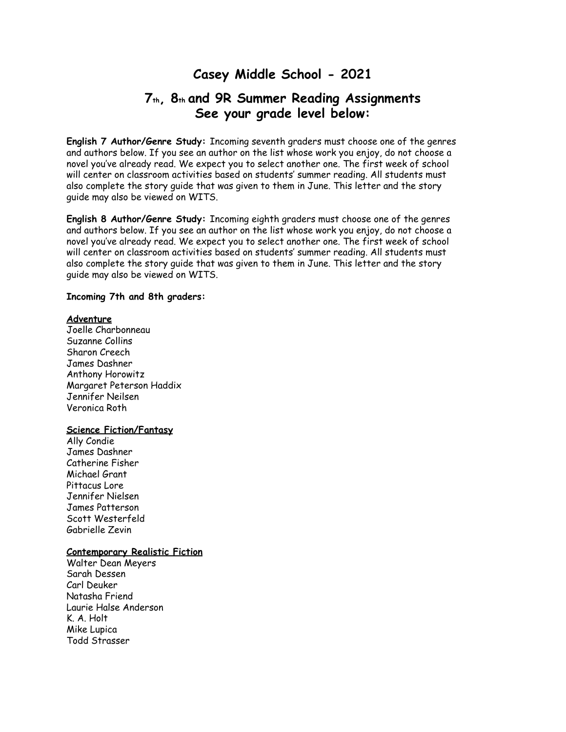# Casey Middle School - 2021

## 7th, 8th and 9R Summer Reading Assignments
## See your grade level below:

**English 7 Author/Genre Study:** Incoming seventh graders must choose one of the genres and authors below. If you see an author on the list whose work you enjoy, do not choose a novel you've already read. We expect you to select another one. The first week of school will center on classroom activities based on students' summer reading. All students must also complete the story guide that was given to them in June. This letter and the story guide may also be viewed on WITS.

**English 8 Author/Genre Study:** Incoming eighth graders must choose one of the genres and authors below. If you see an author on the list whose work you enjoy, do not choose a novel you've already read. We expect you to select another one. The first week of school will center on classroom activities based on students' summer reading. All students must also complete the story guide that was given to them in June. This letter and the story guide may also be viewed on WITS.

**Incoming 7th and 8th graders:**

**Adventure**

Joelle Charbonneau
Suzanne Collins
Sharon Creech
James Dashner
Anthony Horowitz
Margaret Peterson Haddix
Jennifer Neilsen
Veronica Roth

**Science Fiction/Fantasy**

Ally Condie
James Dashner
Catherine Fisher
Michael Grant
Pittacus Lore
Jennifer Nielsen
James Patterson
Scott Westerfeld
Gabrielle Zevin

**Contemporary Realistic Fiction**

Walter Dean Meyers
Sarah Dessen
Carl Deuker
Natasha Friend
Laurie Halse Anderson
K. A. Holt
Mike Lupica
Todd Strasser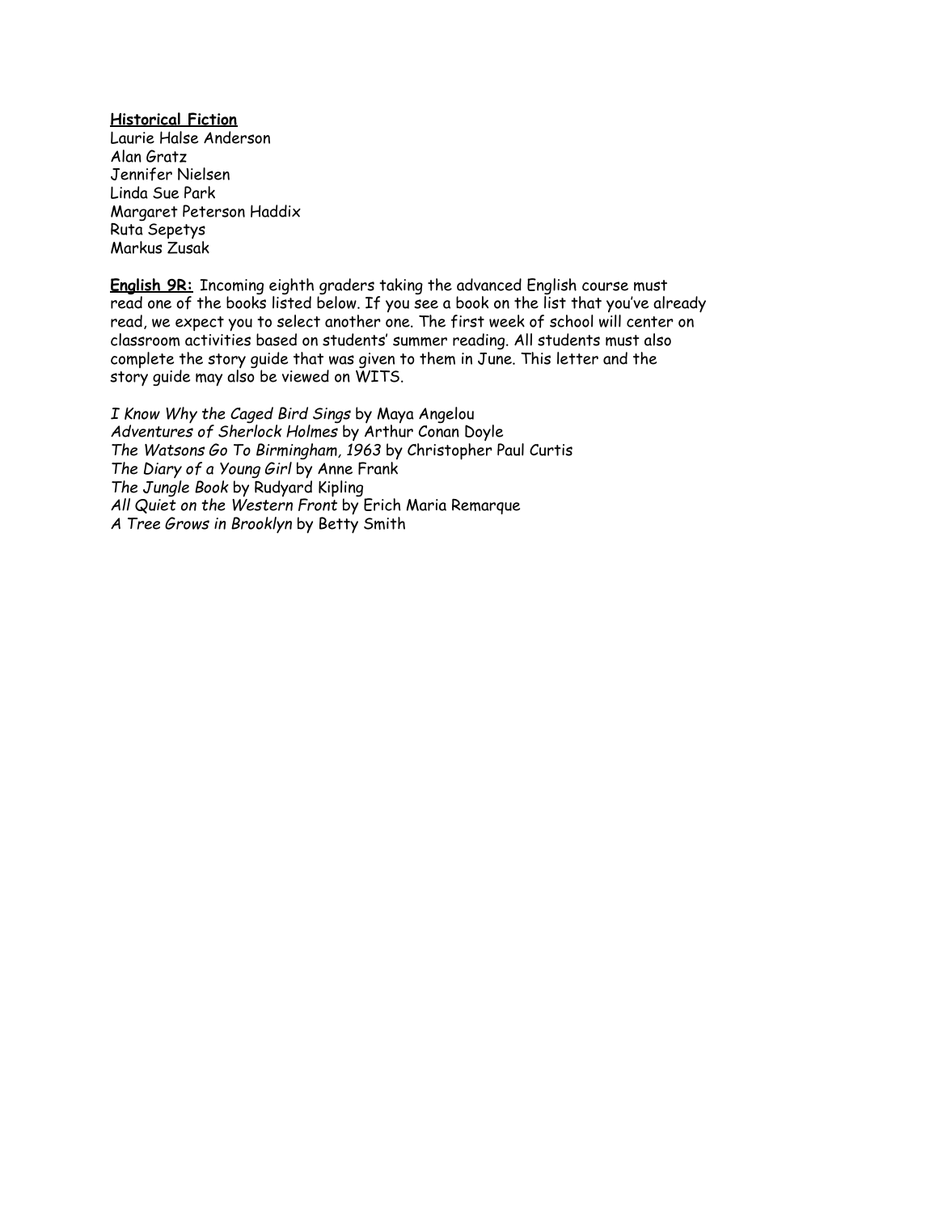**Historical Fiction**

Laurie Halse Anderson
Alan Gratz
Jennifer Nielsen
Linda Sue Park
Margaret Peterson Haddix
Ruta Sepetys
Markus Zusak

**English 9R:** Incoming eighth graders taking the advanced English course must read one of the books listed below. If you see a book on the list that you've already read, we expect you to select another one. The first week of school will center on classroom activities based on students' summer reading. All students must also complete the story guide that was given to them in June. This letter and the story guide may also be viewed on WITS.

*I Know Why the Caged Bird Sings* by Maya Angelou
*Adventures of Sherlock Holmes* by Arthur Conan Doyle
*The Watsons Go To Birmingham, 1963* by Christopher Paul Curtis
*The Diary of a Young Girl* by Anne Frank
*The Jungle Book* by Rudyard Kipling
*All Quiet on the Western Front* by Erich Maria Remarque
*A Tree Grows in Brooklyn* by Betty Smith